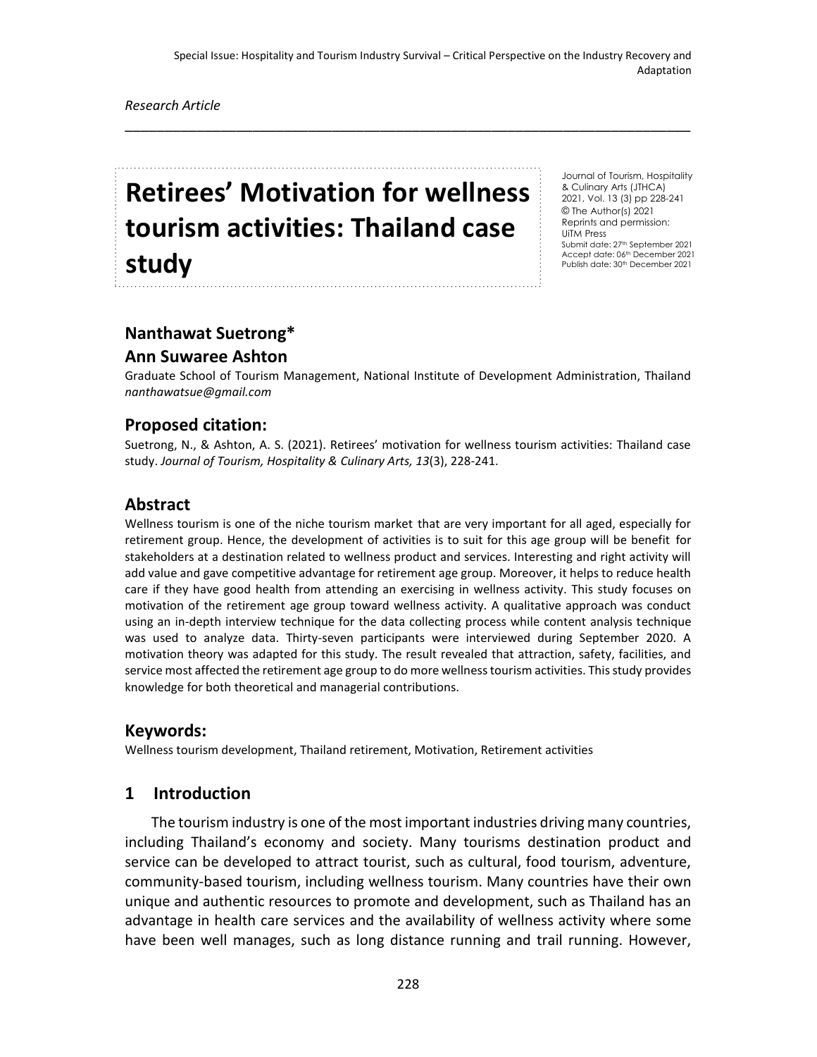Special Issue: Hospitality and Tourism Industry Survival – Critical Perspective on the Industry Recovery and Adaptation

*Research Article*

# Retirees' Motivation for wellness tourism activities: Thailand case study

Journal of Tourism, Hospitality & Culinary Arts (JTHCA)
2021, Vol. 13 (3) pp 228-241
© The Author(s) 2021
Reprints and permission: UiTM Press
Submit date: 27th September 2021
Accept date: 06th December 2021
Publish date: 30th December 2021

**Nanthawat Suetrong***
**Ann Suwaree Ashton**

Graduate School of Tourism Management, National Institute of Development Administration, Thailand
*nanthawatsue@gmail.com*

## Proposed citation:

Suetrong, N., & Ashton, A. S. (2021). Retirees' motivation for wellness tourism activities: Thailand case study. *Journal of Tourism, Hospitality & Culinary Arts, 13*(3), 228-241.

## Abstract

Wellness tourism is one of the niche tourism market that are very important for all aged, especially for retirement group. Hence, the development of activities is to suit for this age group will be benefit for stakeholders at a destination related to wellness product and services. Interesting and right activity will add value and gave competitive advantage for retirement age group. Moreover, it helps to reduce health care if they have good health from attending an exercising in wellness activity. This study focuses on motivation of the retirement age group toward wellness activity. A qualitative approach was conduct using an in-depth interview technique for the data collecting process while content analysis technique was used to analyze data. Thirty-seven participants were interviewed during September 2020. A motivation theory was adapted for this study. The result revealed that attraction, safety, facilities, and service most affected the retirement age group to do more wellness tourism activities. This study provides knowledge for both theoretical and managerial contributions.

## Keywords:

Wellness tourism development, Thailand retirement, Motivation, Retirement activities

## 1 Introduction

The tourism industry is one of the most important industries driving many countries, including Thailand's economy and society. Many tourisms destination product and service can be developed to attract tourist, such as cultural, food tourism, adventure, community-based tourism, including wellness tourism. Many countries have their own unique and authentic resources to promote and development, such as Thailand has an advantage in health care services and the availability of wellness activity where some have been well manages, such as long distance running and trail running. However,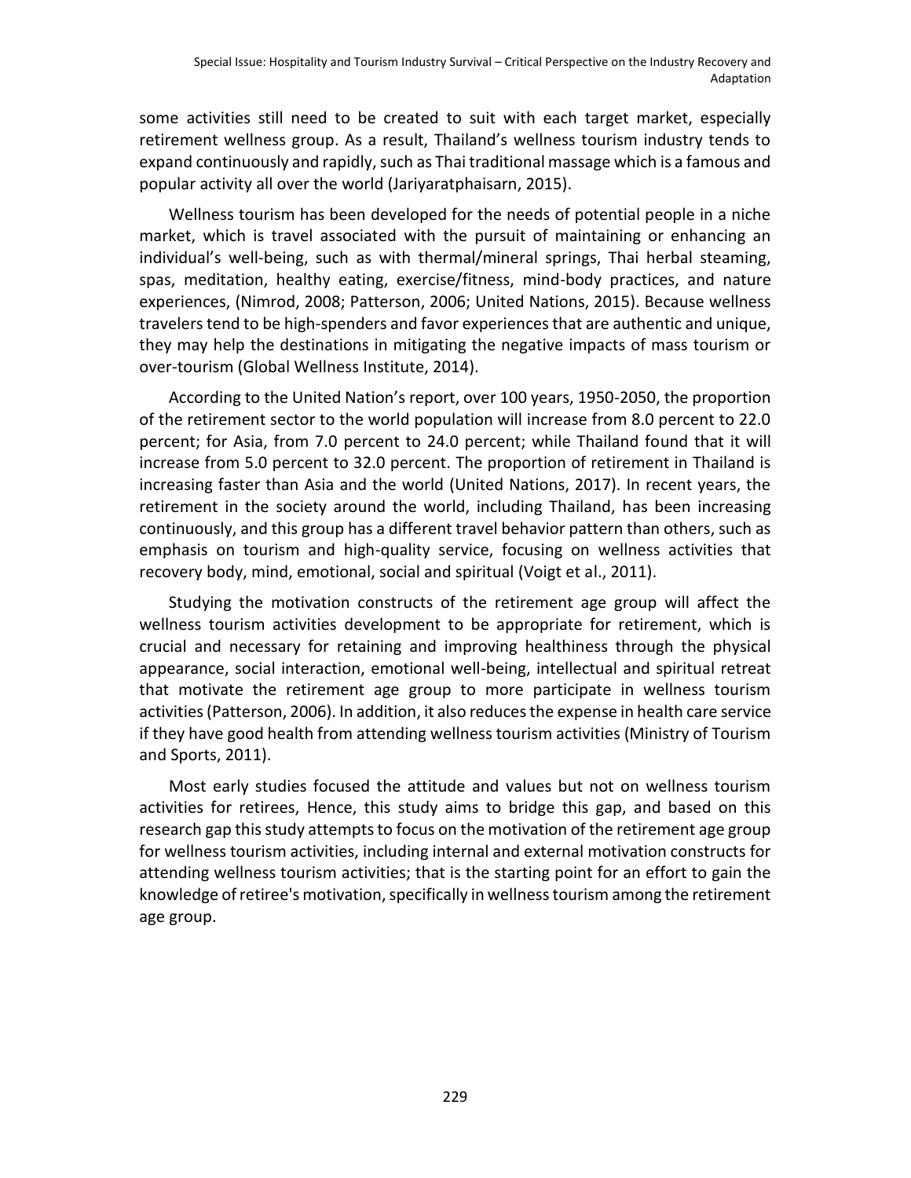some activities still need to be created to suit with each target market, especially retirement wellness group. As a result, Thailand's wellness tourism industry tends to expand continuously and rapidly, such as Thai traditional massage which is a famous and popular activity all over the world (Jariyaratphaisarn, 2015).

Wellness tourism has been developed for the needs of potential people in a niche market, which is travel associated with the pursuit of maintaining or enhancing an individual's well-being, such as with thermal/mineral springs, Thai herbal steaming, spas, meditation, healthy eating, exercise/fitness, mind-body practices, and nature experiences, (Nimrod, 2008; Patterson, 2006; United Nations, 2015). Because wellness travelers tend to be high-spenders and favor experiences that are authentic and unique, they may help the destinations in mitigating the negative impacts of mass tourism or over-tourism (Global Wellness Institute, 2014).

According to the United Nation's report, over 100 years, 1950-2050, the proportion of the retirement sector to the world population will increase from 8.0 percent to 22.0 percent; for Asia, from 7.0 percent to 24.0 percent; while Thailand found that it will increase from 5.0 percent to 32.0 percent. The proportion of retirement in Thailand is increasing faster than Asia and the world (United Nations, 2017). In recent years, the retirement in the society around the world, including Thailand, has been increasing continuously, and this group has a different travel behavior pattern than others, such as emphasis on tourism and high-quality service, focusing on wellness activities that recovery body, mind, emotional, social and spiritual (Voigt et al., 2011).

Studying the motivation constructs of the retirement age group will affect the wellness tourism activities development to be appropriate for retirement, which is crucial and necessary for retaining and improving healthiness through the physical appearance, social interaction, emotional well-being, intellectual and spiritual retreat that motivate the retirement age group to more participate in wellness tourism activities (Patterson, 2006). In addition, it also reduces the expense in health care service if they have good health from attending wellness tourism activities (Ministry of Tourism and Sports, 2011).

Most early studies focused the attitude and values but not on wellness tourism activities for retirees, Hence, this study aims to bridge this gap, and based on this research gap this study attempts to focus on the motivation of the retirement age group for wellness tourism activities, including internal and external motivation constructs for attending wellness tourism activities; that is the starting point for an effort to gain the knowledge of retiree's motivation, specifically in wellness tourism among the retirement age group.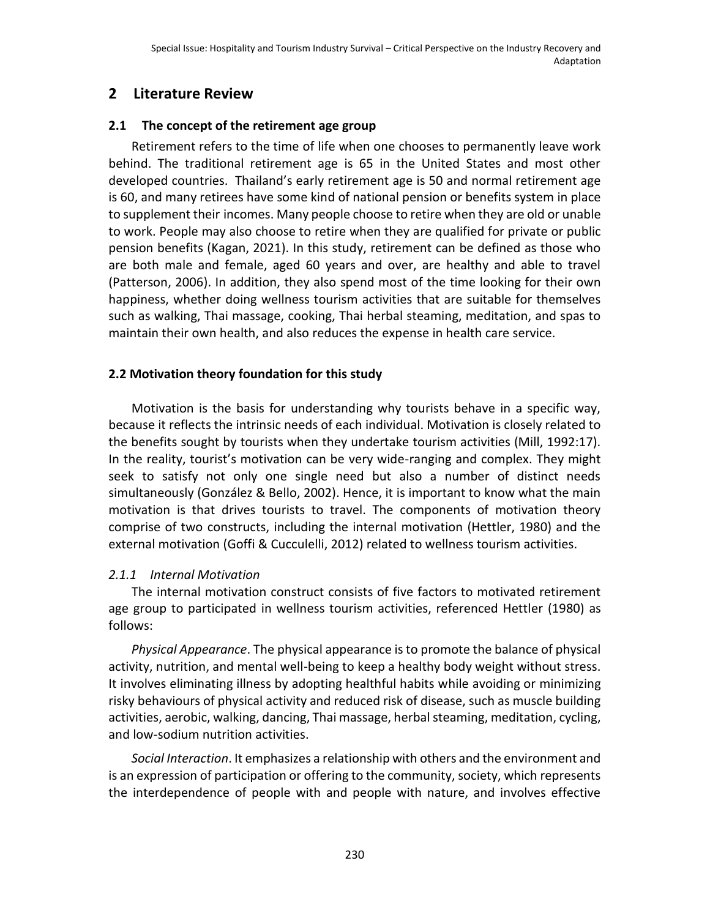## 2 Literature Review

### 2.1 The concept of the retirement age group

Retirement refers to the time of life when one chooses to permanently leave work behind. The traditional retirement age is 65 in the United States and most other developed countries. Thailand's early retirement age is 50 and normal retirement age is 60, and many retirees have some kind of national pension or benefits system in place to supplement their incomes. Many people choose to retire when they are old or unable to work. People may also choose to retire when they are qualified for private or public pension benefits (Kagan, 2021). In this study, retirement can be defined as those who are both male and female, aged 60 years and over, are healthy and able to travel (Patterson, 2006). In addition, they also spend most of the time looking for their own happiness, whether doing wellness tourism activities that are suitable for themselves such as walking, Thai massage, cooking, Thai herbal steaming, meditation, and spas to maintain their own health, and also reduces the expense in health care service.

### 2.2 Motivation theory foundation for this study

Motivation is the basis for understanding why tourists behave in a specific way, because it reflects the intrinsic needs of each individual. Motivation is closely related to the benefits sought by tourists when they undertake tourism activities (Mill, 1992:17). In the reality, tourist's motivation can be very wide-ranging and complex. They might seek to satisfy not only one single need but also a number of distinct needs simultaneously (González & Bello, 2002). Hence, it is important to know what the main motivation is that drives tourists to travel. The components of motivation theory comprise of two constructs, including the internal motivation (Hettler, 1980) and the external motivation (Goffi & Cucculelli, 2012) related to wellness tourism activities.

#### *2.1.1 Internal Motivation*

The internal motivation construct consists of five factors to motivated retirement age group to participated in wellness tourism activities, referenced Hettler (1980) as follows:

*Physical Appearance*. The physical appearance is to promote the balance of physical activity, nutrition, and mental well-being to keep a healthy body weight without stress. It involves eliminating illness by adopting healthful habits while avoiding or minimizing risky behaviours of physical activity and reduced risk of disease, such as muscle building activities, aerobic, walking, dancing, Thai massage, herbal steaming, meditation, cycling, and low-sodium nutrition activities.

*Social Interaction*. It emphasizes a relationship with others and the environment and is an expression of participation or offering to the community, society, which represents the interdependence of people with and people with nature, and involves effective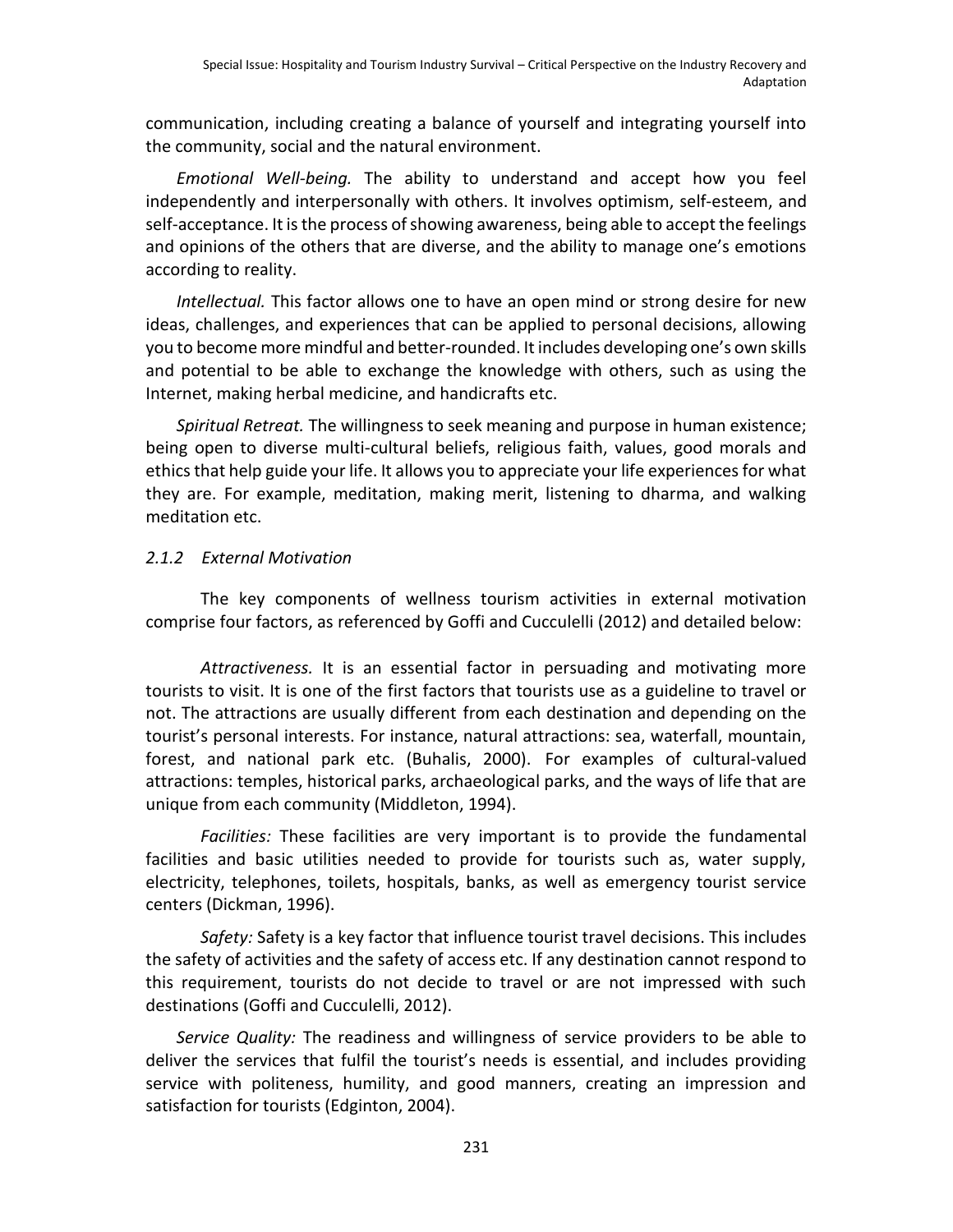communication, including creating a balance of yourself and integrating yourself into the community, social and the natural environment.

*Emotional Well-being.* The ability to understand and accept how you feel independently and interpersonally with others. It involves optimism, self-esteem, and self-acceptance. It is the process of showing awareness, being able to accept the feelings and opinions of the others that are diverse, and the ability to manage one's emotions according to reality.

*Intellectual.* This factor allows one to have an open mind or strong desire for new ideas, challenges, and experiences that can be applied to personal decisions, allowing you to become more mindful and better-rounded. It includes developing one's own skills and potential to be able to exchange the knowledge with others, such as using the Internet, making herbal medicine, and handicrafts etc.

*Spiritual Retreat.* The willingness to seek meaning and purpose in human existence; being open to diverse multi-cultural beliefs, religious faith, values, good morals and ethics that help guide your life. It allows you to appreciate your life experiences for what they are. For example, meditation, making merit, listening to dharma, and walking meditation etc.

### *2.1.2 External Motivation*

The key components of wellness tourism activities in external motivation comprise four factors, as referenced by Goffi and Cucculelli (2012) and detailed below:

*Attractiveness.* It is an essential factor in persuading and motivating more tourists to visit. It is one of the first factors that tourists use as a guideline to travel or not. The attractions are usually different from each destination and depending on the tourist's personal interests. For instance, natural attractions: sea, waterfall, mountain, forest, and national park etc. (Buhalis, 2000). For examples of cultural-valued attractions: temples, historical parks, archaeological parks, and the ways of life that are unique from each community (Middleton, 1994).

*Facilities:* These facilities are very important is to provide the fundamental facilities and basic utilities needed to provide for tourists such as, water supply, electricity, telephones, toilets, hospitals, banks, as well as emergency tourist service centers (Dickman, 1996).

*Safety:* Safety is a key factor that influence tourist travel decisions. This includes the safety of activities and the safety of access etc. If any destination cannot respond to this requirement, tourists do not decide to travel or are not impressed with such destinations (Goffi and Cucculelli, 2012).

*Service Quality:* The readiness and willingness of service providers to be able to deliver the services that fulfil the tourist's needs is essential, and includes providing service with politeness, humility, and good manners, creating an impression and satisfaction for tourists (Edginton, 2004).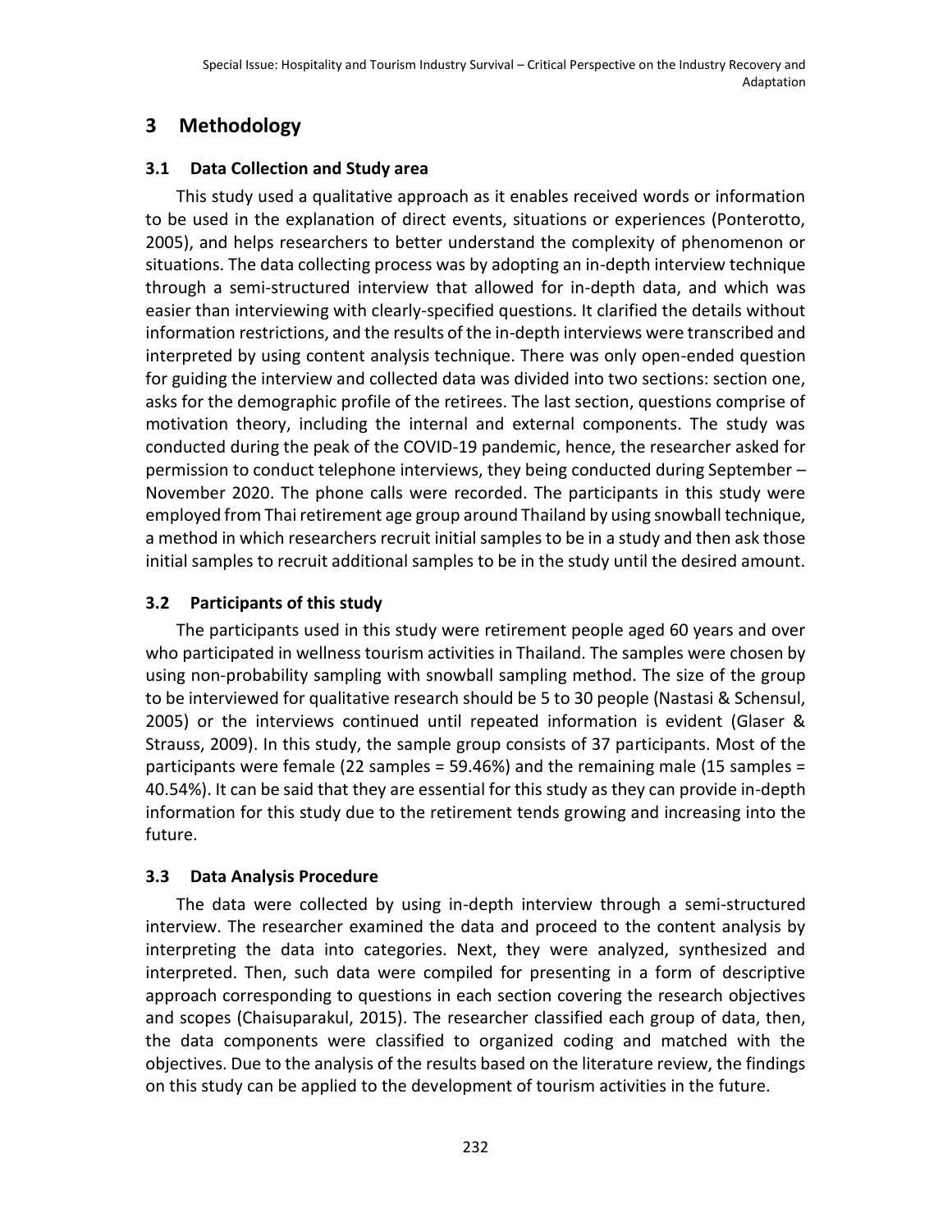## 3 Methodology

### 3.1 Data Collection and Study area

This study used a qualitative approach as it enables received words or information to be used in the explanation of direct events, situations or experiences (Ponterotto, 2005), and helps researchers to better understand the complexity of phenomenon or situations. The data collecting process was by adopting an in-depth interview technique through a semi-structured interview that allowed for in-depth data, and which was easier than interviewing with clearly-specified questions. It clarified the details without information restrictions, and the results of the in-depth interviews were transcribed and interpreted by using content analysis technique. There was only open-ended question for guiding the interview and collected data was divided into two sections: section one, asks for the demographic profile of the retirees. The last section, questions comprise of motivation theory, including the internal and external components. The study was conducted during the peak of the COVID-19 pandemic, hence, the researcher asked for permission to conduct telephone interviews, they being conducted during September – November 2020. The phone calls were recorded. The participants in this study were employed from Thai retirement age group around Thailand by using snowball technique, a method in which researchers recruit initial samples to be in a study and then ask those initial samples to recruit additional samples to be in the study until the desired amount.

### 3.2 Participants of this study

The participants used in this study were retirement people aged 60 years and over who participated in wellness tourism activities in Thailand. The samples were chosen by using non-probability sampling with snowball sampling method. The size of the group to be interviewed for qualitative research should be 5 to 30 people (Nastasi & Schensul, 2005) or the interviews continued until repeated information is evident (Glaser & Strauss, 2009). In this study, the sample group consists of 37 participants. Most of the participants were female (22 samples = 59.46%) and the remaining male (15 samples = 40.54%). It can be said that they are essential for this study as they can provide in-depth information for this study due to the retirement tends growing and increasing into the future.

### 3.3 Data Analysis Procedure

The data were collected by using in-depth interview through a semi-structured interview. The researcher examined the data and proceed to the content analysis by interpreting the data into categories. Next, they were analyzed, synthesized and interpreted. Then, such data were compiled for presenting in a form of descriptive approach corresponding to questions in each section covering the research objectives and scopes (Chaisuparakul, 2015). The researcher classified each group of data, then, the data components were classified to organized coding and matched with the objectives. Due to the analysis of the results based on the literature review, the findings on this study can be applied to the development of tourism activities in the future.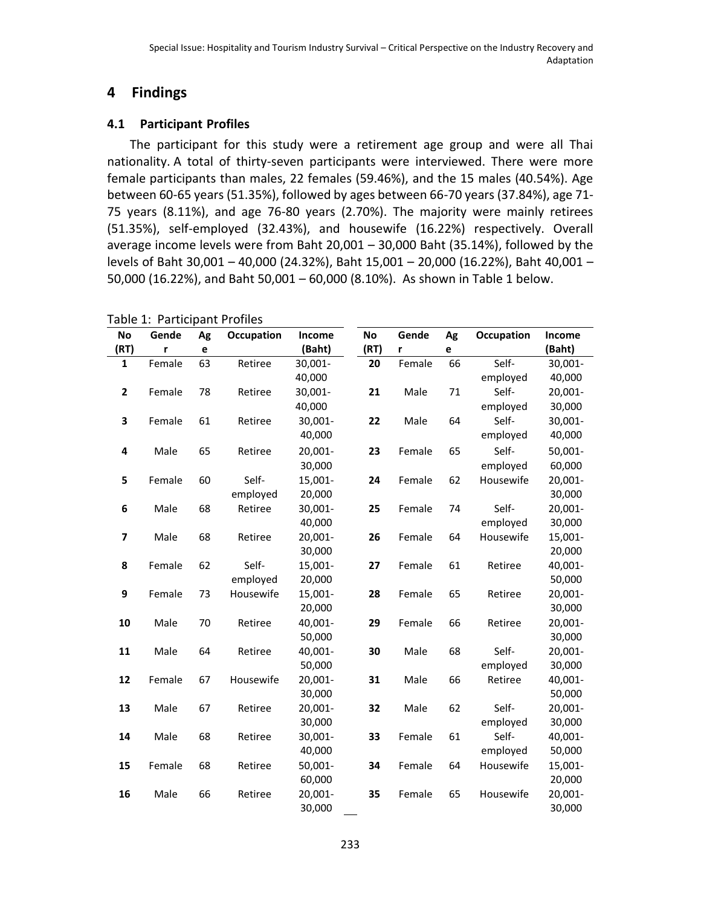## 4 Findings

### 4.1 Participant Profiles

The participant for this study were a retirement age group and were all Thai nationality. A total of thirty-seven participants were interviewed. There were more female participants than males, 22 females (59.46%), and the 15 males (40.54%). Age between 60-65 years (51.35%), followed by ages between 66-70 years (37.84%), age 71-75 years (8.11%), and age 76-80 years (2.70%). The majority were mainly retirees (51.35%), self-employed (32.43%), and housewife (16.22%) respectively. Overall average income levels were from Baht 20,001 – 30,000 Baht (35.14%), followed by the levels of Baht 30,001 – 40,000 (24.32%), Baht 15,001 – 20,000 (16.22%), Baht 40,001 – 50,000 (16.22%), and Baht 50,001 – 60,000 (8.10%). As shown in Table 1 below.

Table 1: Participant Profiles

| No (RT) | Gender | Age | Occupation | Income (Baht) | No (RT) | Gender | Age | Occupation | Income (Baht) |
|---|---|---|---|---|---|---|---|---|---|
| **1** | Female | 63 | Retiree | 30,001-40,000 | **20** | Female | 66 | Self-employed | 30,001-40,000 |
| **2** | Female | 78 | Retiree | 30,001-40,000 | **21** | Male | 71 | Self-employed | 20,001-30,000 |
| **3** | Female | 61 | Retiree | 30,001-40,000 | **22** | Male | 64 | Self-employed | 30,001-40,000 |
| **4** | Male | 65 | Retiree | 20,001-30,000 | **23** | Female | 65 | Self-employed | 50,001-60,000 |
| **5** | Female | 60 | Self-employed | 15,001-20,000 | **24** | Female | 62 | Housewife | 20,001-30,000 |
| **6** | Male | 68 | Retiree | 30,001-40,000 | **25** | Female | 74 | Self-employed | 20,001-30,000 |
| **7** | Male | 68 | Retiree | 20,001-30,000 | **26** | Female | 64 | Housewife | 15,001-20,000 |
| **8** | Female | 62 | Self-employed | 15,001-20,000 | **27** | Female | 61 | Retiree | 40,001-50,000 |
| **9** | Female | 73 | Housewife | 15,001-20,000 | **28** | Female | 65 | Retiree | 20,001-30,000 |
| **10** | Male | 70 | Retiree | 40,001-50,000 | **29** | Female | 66 | Retiree | 20,001-30,000 |
| **11** | Male | 64 | Retiree | 40,001-50,000 | **30** | Male | 68 | Self-employed | 20,001-30,000 |
| **12** | Female | 67 | Housewife | 20,001-30,000 | **31** | Male | 66 | Retiree | 40,001-50,000 |
| **13** | Male | 67 | Retiree | 20,001-30,000 | **32** | Male | 62 | Self-employed | 20,001-30,000 |
| **14** | Male | 68 | Retiree | 30,001-40,000 | **33** | Female | 61 | Self-employed | 40,001-50,000 |
| **15** | Female | 68 | Retiree | 50,001-60,000 | **34** | Female | 64 | Housewife | 15,001-20,000 |
| **16** | Male | 66 | Retiree | 20,001-30,000 | **35** | Female | 65 | Housewife | 20,001-30,000 |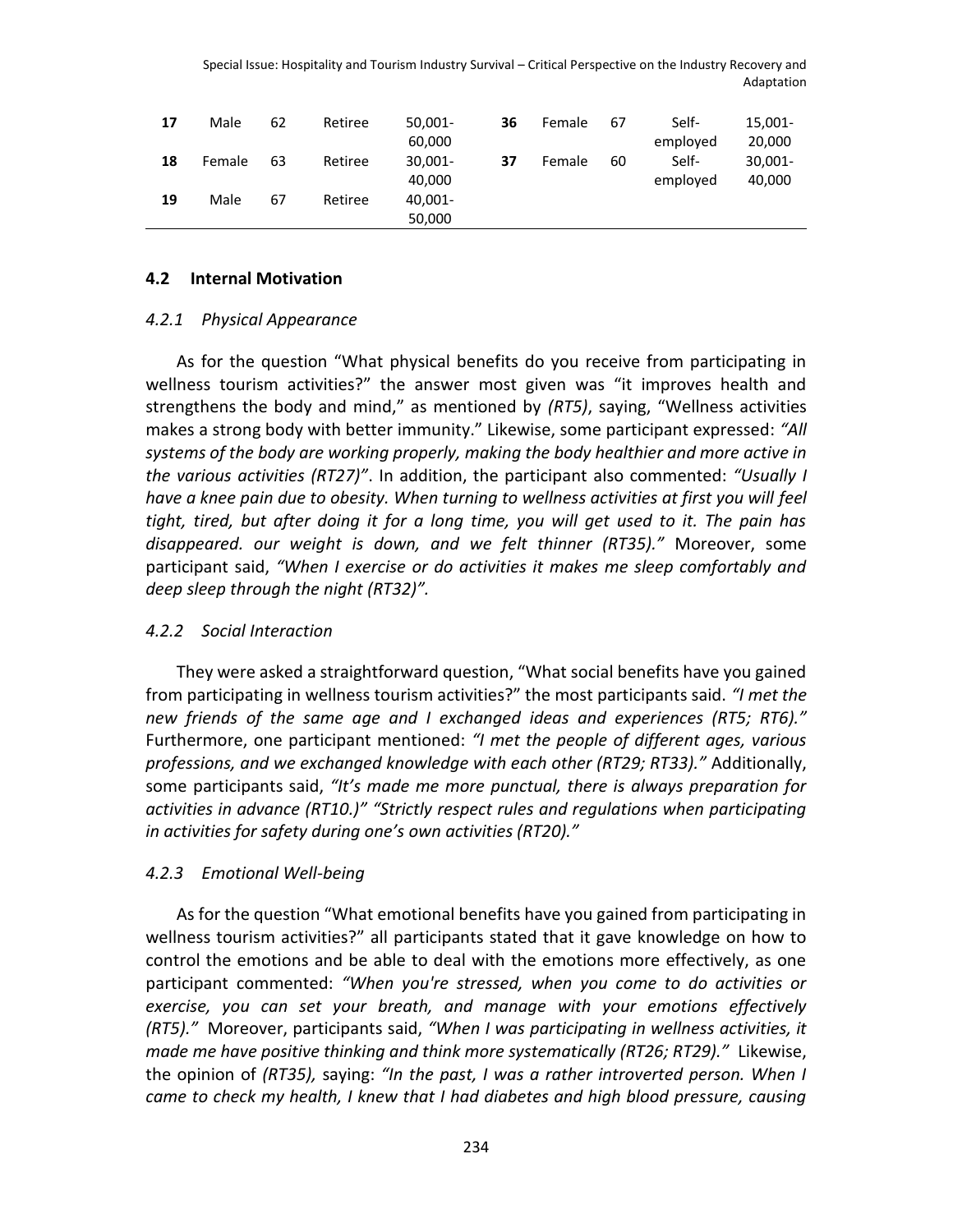| 17 | Male | 62 | Retiree | 50,001-60,000 | 36 | Female | 67 | Self-employed | 15,001-20,000 |
|---|---|---|---|---|---|---|---|---|---|
| 18 | Female | 63 | Retiree | 30,001-40,000 | 37 | Female | 60 | Self-employed | 30,001-40,000 |
| 19 | Male | 67 | Retiree | 40,001-50,000 | | | | | |

### 4.2 Internal Motivation

#### *4.2.1 Physical Appearance*

As for the question "What physical benefits do you receive from participating in wellness tourism activities?" the answer most given was "it improves health and strengthens the body and mind," as mentioned by *(RT5)*, saying, "Wellness activities makes a strong body with better immunity." Likewise, some participant expressed: *"All systems of the body are working properly, making the body healthier and more active in the various activities (RT27)"*. In addition, the participant also commented: *"Usually I have a knee pain due to obesity. When turning to wellness activities at first you will feel tight, tired, but after doing it for a long time, you will get used to it. The pain has disappeared. our weight is down, and we felt thinner (RT35)."* Moreover, some participant said, *"When I exercise or do activities it makes me sleep comfortably and deep sleep through the night (RT32)".*

#### *4.2.2 Social Interaction*

They were asked a straightforward question, "What social benefits have you gained from participating in wellness tourism activities?" the most participants said. *"I met the new friends of the same age and I exchanged ideas and experiences (RT5; RT6)."* Furthermore, one participant mentioned: *"I met the people of different ages, various professions, and we exchanged knowledge with each other (RT29; RT33)."* Additionally, some participants said, *"It's made me more punctual, there is always preparation for activities in advance (RT10.)" "Strictly respect rules and regulations when participating in activities for safety during one's own activities (RT20)."*

#### *4.2.3 Emotional Well-being*

As for the question "What emotional benefits have you gained from participating in wellness tourism activities?" all participants stated that it gave knowledge on how to control the emotions and be able to deal with the emotions more effectively, as one participant commented: *"When you're stressed, when you come to do activities or exercise, you can set your breath, and manage with your emotions effectively (RT5)."* Moreover, participants said, *"When I was participating in wellness activities, it made me have positive thinking and think more systematically (RT26; RT29)."* Likewise, the opinion of *(RT35),* saying: *"In the past, I was a rather introverted person. When I came to check my health, I knew that I had diabetes and high blood pressure, causing*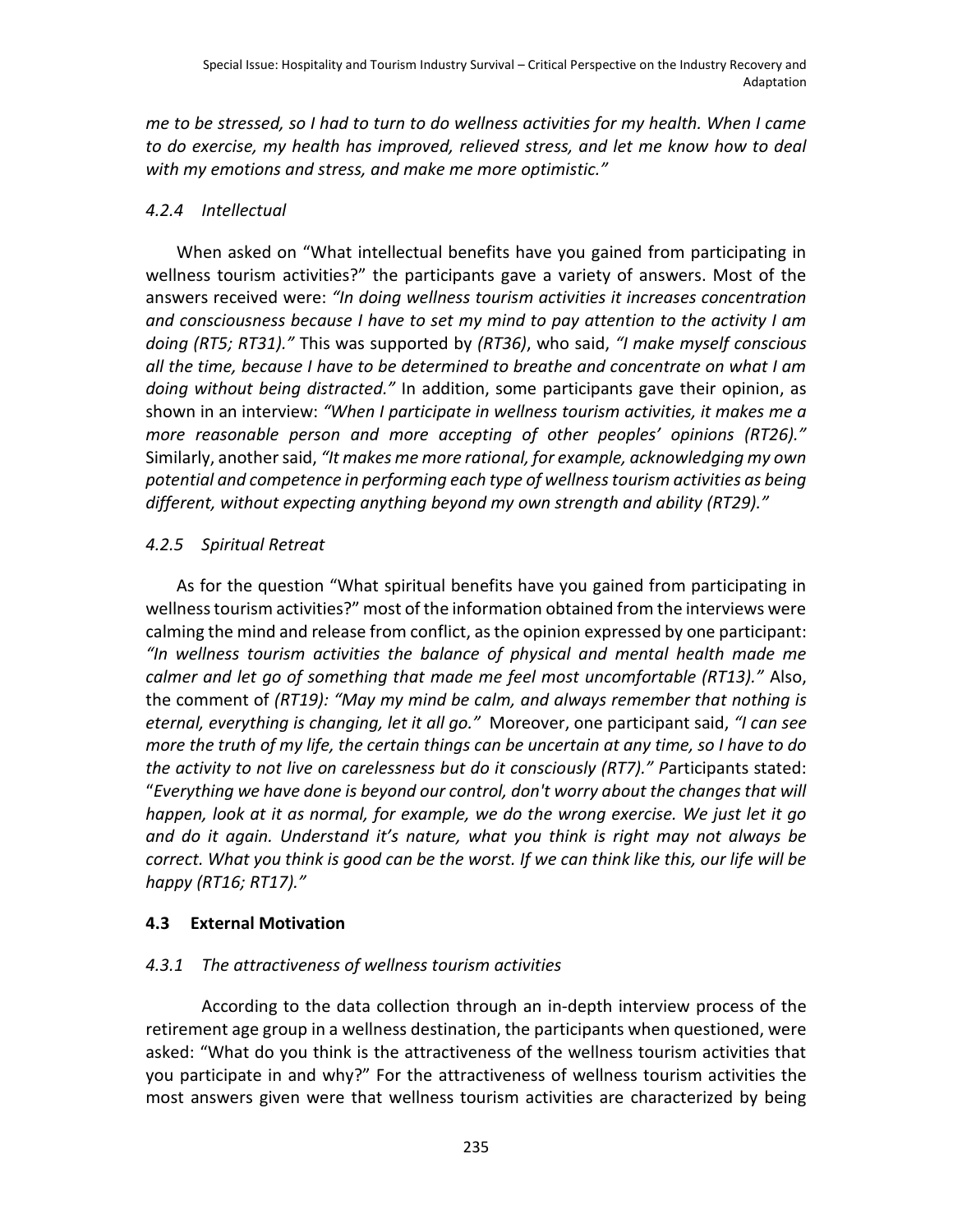*me to be stressed, so I had to turn to do wellness activities for my health. When I came to do exercise, my health has improved, relieved stress, and let me know how to deal with my emotions and stress, and make me more optimistic."*

#### *4.2.4 Intellectual*

When asked on "What intellectual benefits have you gained from participating in wellness tourism activities?" the participants gave a variety of answers. Most of the answers received were: *"In doing wellness tourism activities it increases concentration and consciousness because I have to set my mind to pay attention to the activity I am doing (RT5; RT31)."* This was supported by *(RT36)*, who said, *"I make myself conscious all the time, because I have to be determined to breathe and concentrate on what I am doing without being distracted."* In addition, some participants gave their opinion, as shown in an interview: *"When I participate in wellness tourism activities, it makes me a more reasonable person and more accepting of other peoples' opinions (RT26)."* Similarly, another said, *"It makes me more rational, for example, acknowledging my own potential and competence in performing each type of wellness tourism activities as being different, without expecting anything beyond my own strength and ability (RT29)."*

#### *4.2.5 Spiritual Retreat*

As for the question "What spiritual benefits have you gained from participating in wellness tourism activities?" most of the information obtained from the interviews were calming the mind and release from conflict, as the opinion expressed by one participant: *"In wellness tourism activities the balance of physical and mental health made me calmer and let go of something that made me feel most uncomfortable (RT13)."* Also, the comment of *(RT19): "May my mind be calm, and always remember that nothing is eternal, everything is changing, let it all go."* Moreover, one participant said, *"I can see more the truth of my life, the certain things can be uncertain at any time, so I have to do the activity to not live on carelessness but do it consciously (RT7)."* Participants stated: "*Everything we have done is beyond our control, don't worry about the changes that will happen, look at it as normal, for example, we do the wrong exercise. We just let it go and do it again. Understand it's nature, what you think is right may not always be correct. What you think is good can be the worst. If we can think like this, our life will be happy (RT16; RT17)."*

### **4.3 External Motivation**

#### *4.3.1 The attractiveness of wellness tourism activities*

According to the data collection through an in-depth interview process of the retirement age group in a wellness destination, the participants when questioned, were asked: "What do you think is the attractiveness of the wellness tourism activities that you participate in and why?" For the attractiveness of wellness tourism activities the most answers given were that wellness tourism activities are characterized by being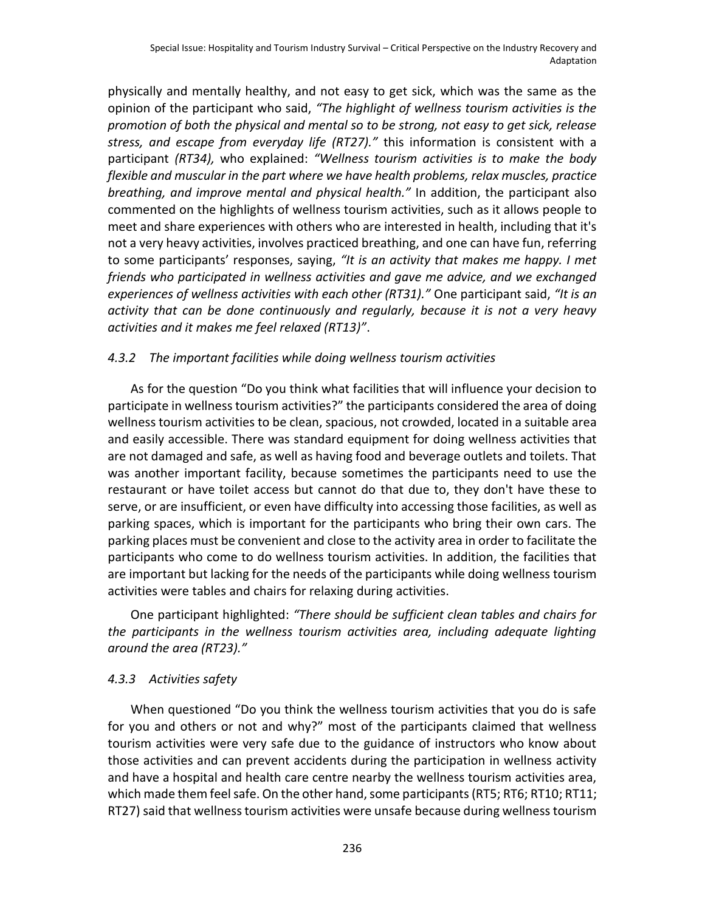physically and mentally healthy, and not easy to get sick, which was the same as the opinion of the participant who said, *"The highlight of wellness tourism activities is the promotion of both the physical and mental so to be strong, not easy to get sick, release stress, and escape from everyday life (RT27)."* this information is consistent with a participant *(RT34),* who explained: *"Wellness tourism activities is to make the body flexible and muscular in the part where we have health problems, relax muscles, practice breathing, and improve mental and physical health."* In addition, the participant also commented on the highlights of wellness tourism activities, such as it allows people to meet and share experiences with others who are interested in health, including that it's not a very heavy activities, involves practiced breathing, and one can have fun, referring to some participants' responses, saying, *"It is an activity that makes me happy. I met friends who participated in wellness activities and gave me advice, and we exchanged experiences of wellness activities with each other (RT31)."* One participant said, *"It is an activity that can be done continuously and regularly, because it is not a very heavy activities and it makes me feel relaxed (RT13)"*.

### *4.3.2 The important facilities while doing wellness tourism activities*

As for the question "Do you think what facilities that will influence your decision to participate in wellness tourism activities?" the participants considered the area of doing wellness tourism activities to be clean, spacious, not crowded, located in a suitable area and easily accessible. There was standard equipment for doing wellness activities that are not damaged and safe, as well as having food and beverage outlets and toilets. That was another important facility, because sometimes the participants need to use the restaurant or have toilet access but cannot do that due to, they don't have these to serve, or are insufficient, or even have difficulty into accessing those facilities, as well as parking spaces, which is important for the participants who bring their own cars. The parking places must be convenient and close to the activity area in order to facilitate the participants who come to do wellness tourism activities. In addition, the facilities that are important but lacking for the needs of the participants while doing wellness tourism activities were tables and chairs for relaxing during activities.

One participant highlighted: *"There should be sufficient clean tables and chairs for the participants in the wellness tourism activities area, including adequate lighting around the area (RT23)."*

### *4.3.3 Activities safety*

When questioned "Do you think the wellness tourism activities that you do is safe for you and others or not and why?" most of the participants claimed that wellness tourism activities were very safe due to the guidance of instructors who know about those activities and can prevent accidents during the participation in wellness activity and have a hospital and health care centre nearby the wellness tourism activities area, which made them feel safe. On the other hand, some participants (RT5; RT6; RT10; RT11; RT27) said that wellness tourism activities were unsafe because during wellness tourism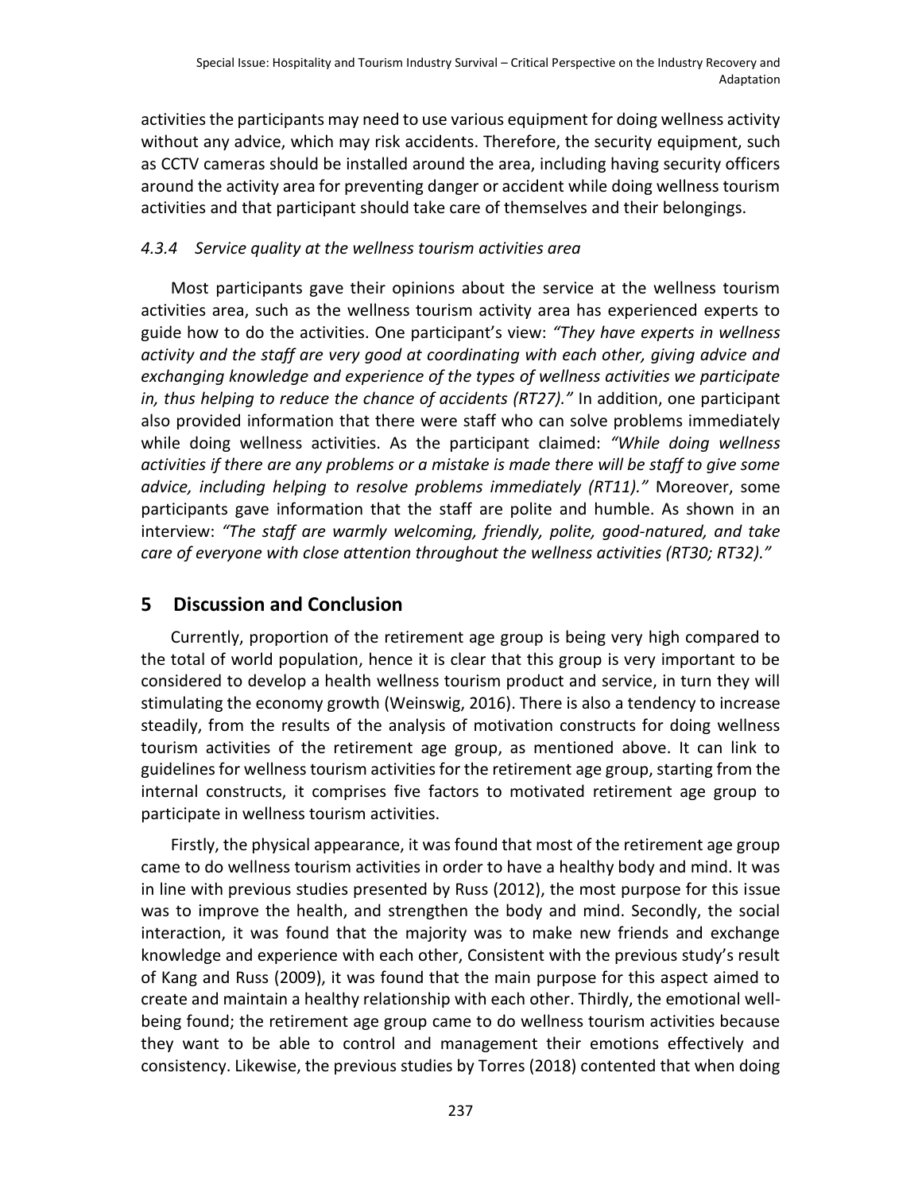activities the participants may need to use various equipment for doing wellness activity without any advice, which may risk accidents. Therefore, the security equipment, such as CCTV cameras should be installed around the area, including having security officers around the activity area for preventing danger or accident while doing wellness tourism activities and that participant should take care of themselves and their belongings.

#### *4.3.4 Service quality at the wellness tourism activities area*

Most participants gave their opinions about the service at the wellness tourism activities area, such as the wellness tourism activity area has experienced experts to guide how to do the activities. One participant's view: *"They have experts in wellness activity and the staff are very good at coordinating with each other, giving advice and exchanging knowledge and experience of the types of wellness activities we participate in, thus helping to reduce the chance of accidents (RT27)."* In addition, one participant also provided information that there were staff who can solve problems immediately while doing wellness activities. As the participant claimed: *"While doing wellness activities if there are any problems or a mistake is made there will be staff to give some advice, including helping to resolve problems immediately (RT11)."* Moreover, some participants gave information that the staff are polite and humble. As shown in an interview: *"The staff are warmly welcoming, friendly, polite, good-natured, and take care of everyone with close attention throughout the wellness activities (RT30; RT32)."*

## 5 Discussion and Conclusion

Currently, proportion of the retirement age group is being very high compared to the total of world population, hence it is clear that this group is very important to be considered to develop a health wellness tourism product and service, in turn they will stimulating the economy growth (Weinswig, 2016). There is also a tendency to increase steadily, from the results of the analysis of motivation constructs for doing wellness tourism activities of the retirement age group, as mentioned above. It can link to guidelines for wellness tourism activities for the retirement age group, starting from the internal constructs, it comprises five factors to motivated retirement age group to participate in wellness tourism activities.

Firstly, the physical appearance, it was found that most of the retirement age group came to do wellness tourism activities in order to have a healthy body and mind. It was in line with previous studies presented by Russ (2012), the most purpose for this issue was to improve the health, and strengthen the body and mind. Secondly, the social interaction, it was found that the majority was to make new friends and exchange knowledge and experience with each other, Consistent with the previous study's result of Kang and Russ (2009), it was found that the main purpose for this aspect aimed to create and maintain a healthy relationship with each other. Thirdly, the emotional well-being found; the retirement age group came to do wellness tourism activities because they want to be able to control and management their emotions effectively and consistency. Likewise, the previous studies by Torres (2018) contented that when doing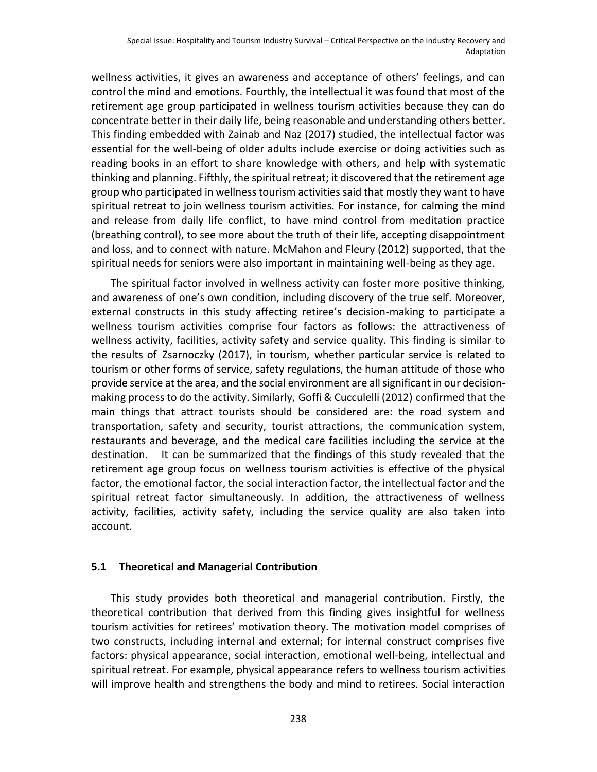wellness activities, it gives an awareness and acceptance of others' feelings, and can control the mind and emotions. Fourthly, the intellectual it was found that most of the retirement age group participated in wellness tourism activities because they can do concentrate better in their daily life, being reasonable and understanding others better. This finding embedded with Zainab and Naz (2017) studied, the intellectual factor was essential for the well-being of older adults include exercise or doing activities such as reading books in an effort to share knowledge with others, and help with systematic thinking and planning. Fifthly, the spiritual retreat; it discovered that the retirement age group who participated in wellness tourism activities said that mostly they want to have spiritual retreat to join wellness tourism activities. For instance, for calming the mind and release from daily life conflict, to have mind control from meditation practice (breathing control), to see more about the truth of their life, accepting disappointment and loss, and to connect with nature. McMahon and Fleury (2012) supported, that the spiritual needs for seniors were also important in maintaining well-being as they age.

The spiritual factor involved in wellness activity can foster more positive thinking, and awareness of one's own condition, including discovery of the true self. Moreover, external constructs in this study affecting retiree's decision-making to participate a wellness tourism activities comprise four factors as follows: the attractiveness of wellness activity, facilities, activity safety and service quality. This finding is similar to the results of Zsarnoczky (2017), in tourism, whether particular service is related to tourism or other forms of service, safety regulations, the human attitude of those who provide service at the area, and the social environment are all significant in our decision-making process to do the activity. Similarly, Goffi & Cucculelli (2012) confirmed that the main things that attract tourists should be considered are: the road system and transportation, safety and security, tourist attractions, the communication system, restaurants and beverage, and the medical care facilities including the service at the destination. It can be summarized that the findings of this study revealed that the retirement age group focus on wellness tourism activities is effective of the physical factor, the emotional factor, the social interaction factor, the intellectual factor and the spiritual retreat factor simultaneously. In addition, the attractiveness of wellness activity, facilities, activity safety, including the service quality are also taken into account.

### 5.1 Theoretical and Managerial Contribution

This study provides both theoretical and managerial contribution. Firstly, the theoretical contribution that derived from this finding gives insightful for wellness tourism activities for retirees' motivation theory. The motivation model comprises of two constructs, including internal and external; for internal construct comprises five factors: physical appearance, social interaction, emotional well-being, intellectual and spiritual retreat. For example, physical appearance refers to wellness tourism activities will improve health and strengthens the body and mind to retirees. Social interaction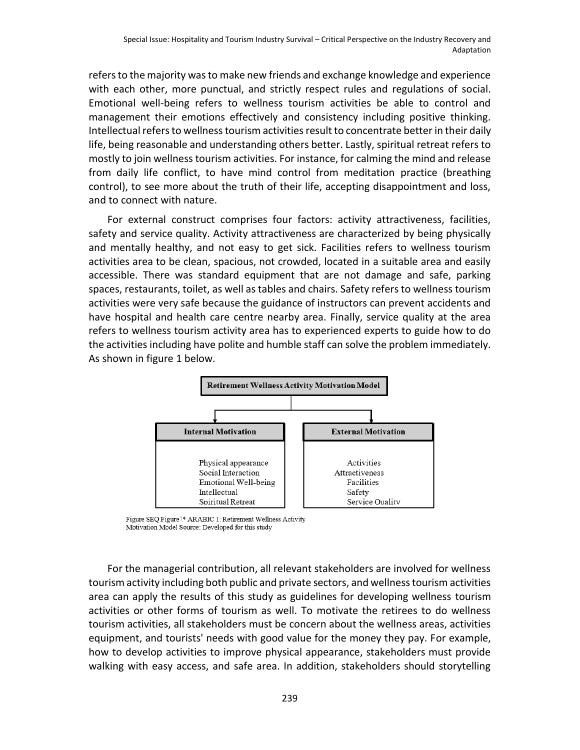refers to the majority was to make new friends and exchange knowledge and experience with each other, more punctual, and strictly respect rules and regulations of social. Emotional well-being refers to wellness tourism activities be able to control and management their emotions effectively and consistency including positive thinking. Intellectual refers to wellness tourism activities result to concentrate better in their daily life, being reasonable and understanding others better. Lastly, spiritual retreat refers to mostly to join wellness tourism activities. For instance, for calming the mind and release from daily life conflict, to have mind control from meditation practice (breathing control), to see more about the truth of their life, accepting disappointment and loss, and to connect with nature.

For external construct comprises four factors: activity attractiveness, facilities, safety and service quality. Activity attractiveness are characterized by being physically and mentally healthy, and not easy to get sick. Facilities refers to wellness tourism activities area to be clean, spacious, not crowded, located in a suitable area and easily accessible. There was standard equipment that are not damage and safe, parking spaces, restaurants, toilet, as well as tables and chairs. Safety refers to wellness tourism activities were very safe because the guidance of instructors can prevent accidents and have hospital and health care centre nearby area. Finally, service quality at the area refers to wellness tourism activity area has to experienced experts to guide how to do the activities including have polite and humble staff can solve the problem immediately. As shown in figure 1 below.

**Retirement Wellness Activity Motivation Model**

| Internal Motivation | External Motivation |
| --- | --- |
| Physical appearance<br>Social Interaction<br>Emotional Well-being<br>Intellectual<br>Spiritual Retreat | Activities<br>Attractiveness<br>Facilities<br>Safety<br>Service Quality |

Figure SEQ Figure \* ARABIC 1: Retirement Wellness Activity Motivation Model Source: Developed for this study

For the managerial contribution, all relevant stakeholders are involved for wellness tourism activity including both public and private sectors, and wellness tourism activities area can apply the results of this study as guidelines for developing wellness tourism activities or other forms of tourism as well. To motivate the retirees to do wellness tourism activities, all stakeholders must be concern about the wellness areas, activities equipment, and tourists' needs with good value for the money they pay. For example, how to develop activities to improve physical appearance, stakeholders must provide walking with easy access, and safe area. In addition, stakeholders should storytelling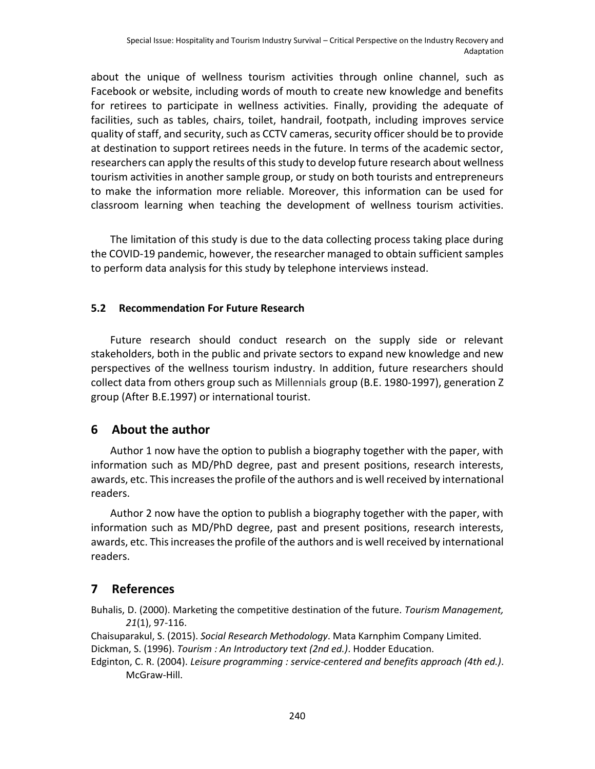about the unique of wellness tourism activities through online channel, such as Facebook or website, including words of mouth to create new knowledge and benefits for retirees to participate in wellness activities. Finally, providing the adequate of facilities, such as tables, chairs, toilet, handrail, footpath, including improves service quality of staff, and security, such as CCTV cameras, security officer should be to provide at destination to support retirees needs in the future. In terms of the academic sector, researchers can apply the results of this study to develop future research about wellness tourism activities in another sample group, or study on both tourists and entrepreneurs to make the information more reliable. Moreover, this information can be used for classroom learning when teaching the development of wellness tourism activities.

The limitation of this study is due to the data collecting process taking place during the COVID-19 pandemic, however, the researcher managed to obtain sufficient samples to perform data analysis for this study by telephone interviews instead.

### 5.2 Recommendation For Future Research

Future research should conduct research on the supply side or relevant stakeholders, both in the public and private sectors to expand new knowledge and new perspectives of the wellness tourism industry. In addition, future researchers should collect data from others group such as Millennials group (B.E. 1980-1997), generation Z group (After B.E.1997) or international tourist.

## 6 About the author

Author 1 now have the option to publish a biography together with the paper, with information such as MD/PhD degree, past and present positions, research interests, awards, etc. This increases the profile of the authors and is well received by international readers.

Author 2 now have the option to publish a biography together with the paper, with information such as MD/PhD degree, past and present positions, research interests, awards, etc. This increases the profile of the authors and is well received by international readers.

## 7 References

Buhalis, D. (2000). Marketing the competitive destination of the future. *Tourism Management, 21*(1), 97-116.

Chaisuparakul, S. (2015). *Social Research Methodology*. Mata Karnphim Company Limited.

Dickman, S. (1996). *Tourism : An Introductory text (2nd ed.)*. Hodder Education.

Edginton, C. R. (2004). *Leisure programming : service-centered and benefits approach (4th ed.)*. McGraw-Hill.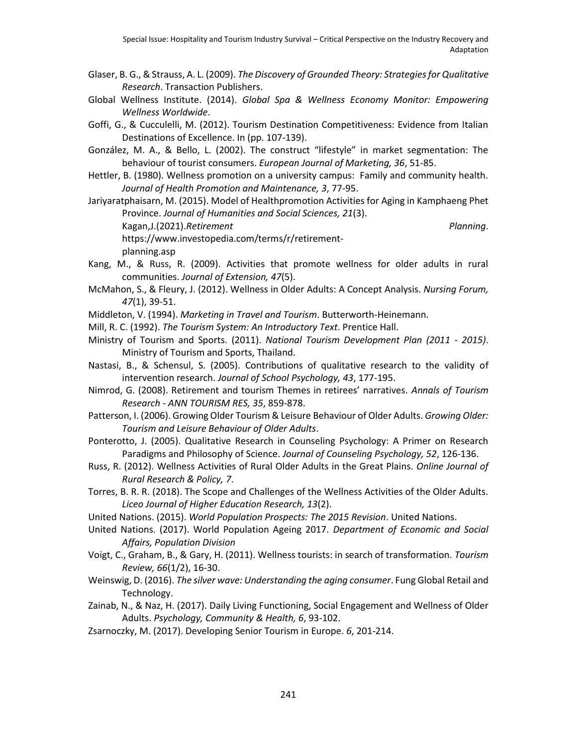Glaser, B. G., & Strauss, A. L. (2009). *The Discovery of Grounded Theory: Strategies for Qualitative Research*. Transaction Publishers.

Global Wellness Institute. (2014). *Global Spa & Wellness Economy Monitor: Empowering Wellness Worldwide*.

Goffi, G., & Cucculelli, M. (2012). Tourism Destination Competitiveness: Evidence from Italian Destinations of Excellence. In (pp. 107-139).

González, M. A., & Bello, L. (2002). The construct "lifestyle" in market segmentation: The behaviour of tourist consumers. *European Journal of Marketing, 36*, 51-85.

Hettler, B. (1980). Wellness promotion on a university campus: Family and community health. *Journal of Health Promotion and Maintenance, 3*, 77-95.

Jariyaratphaisarn, M. (2015). Model of Healthpromotion Activities for Aging in Kamphaeng Phet Province. *Journal of Humanities and Social Sciences, 21*(3).

Kagan,J.(2021).*Retirement Planning*. https://www.investopedia.com/terms/r/retirement-planning.asp

Kang, M., & Russ, R. (2009). Activities that promote wellness for older adults in rural communities. *Journal of Extension, 47*(5).

McMahon, S., & Fleury, J. (2012). Wellness in Older Adults: A Concept Analysis. *Nursing Forum, 47*(1), 39-51.

Middleton, V. (1994). *Marketing in Travel and Tourism*. Butterworth-Heinemann.

Mill, R. C. (1992). *The Tourism System: An Introductory Text*. Prentice Hall.

Ministry of Tourism and Sports. (2011). *National Tourism Development Plan (2011 - 2015)*. Ministry of Tourism and Sports, Thailand.

Nastasi, B., & Schensul, S. (2005). Contributions of qualitative research to the validity of intervention research. *Journal of School Psychology, 43*, 177-195.

Nimrod, G. (2008). Retirement and tourism Themes in retirees' narratives. *Annals of Tourism Research - ANN TOURISM RES, 35*, 859-878.

Patterson, I. (2006). Growing Older Tourism & Leisure Behaviour of Older Adults. *Growing Older: Tourism and Leisure Behaviour of Older Adults*.

Ponterotto, J. (2005). Qualitative Research in Counseling Psychology: A Primer on Research Paradigms and Philosophy of Science. *Journal of Counseling Psychology, 52*, 126-136.

Russ, R. (2012). Wellness Activities of Rural Older Adults in the Great Plains. *Online Journal of Rural Research & Policy, 7*.

Torres, B. R. R. (2018). The Scope and Challenges of the Wellness Activities of the Older Adults. *Liceo Journal of Higher Education Research, 13*(2).

United Nations. (2015). *World Population Prospects: The 2015 Revision*. United Nations.

United Nations. (2017). World Population Ageing 2017. *Department of Economic and Social Affairs, Population Division*

Voigt, C., Graham, B., & Gary, H. (2011). Wellness tourists: in search of transformation. *Tourism Review, 66*(1/2), 16-30.

Weinswig, D. (2016). *The silver wave: Understanding the aging consumer*. Fung Global Retail and Technology.

Zainab, N., & Naz, H. (2017). Daily Living Functioning, Social Engagement and Wellness of Older Adults. *Psychology, Community & Health, 6*, 93-102.

Zsarnoczky, M. (2017). Developing Senior Tourism in Europe. *6*, 201-214.